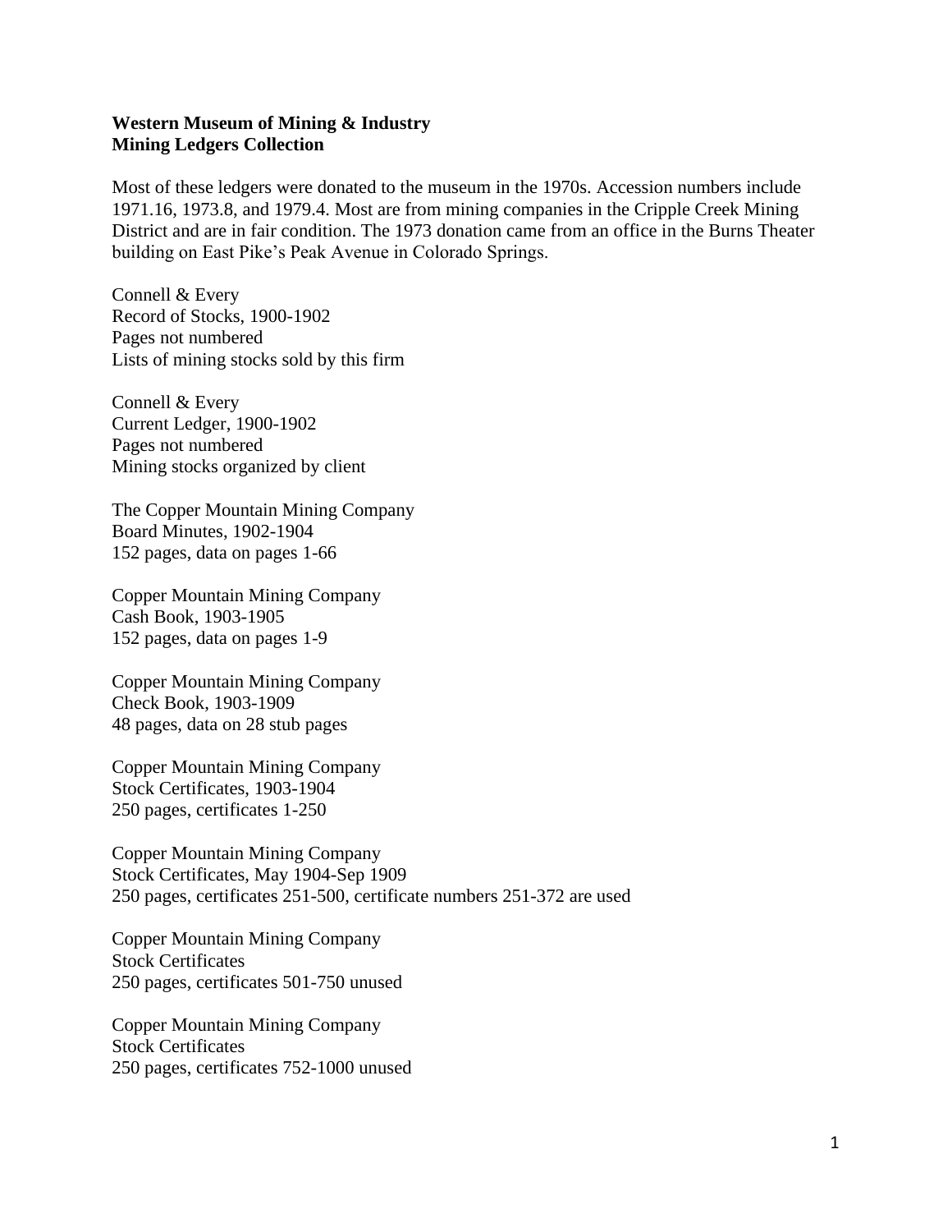**Western Museum of Mining & Industry**
**Mining Ledgers Collection**

Most of these ledgers were donated to the museum in the 1970s. Accession numbers include 1971.16, 1973.8, and 1979.4. Most are from mining companies in the Cripple Creek Mining District and are in fair condition. The 1973 donation came from an office in the Burns Theater building on East Pike's Peak Avenue in Colorado Springs.

Connell & Every
Record of Stocks, 1900-1902
Pages not numbered
Lists of mining stocks sold by this firm

Connell & Every
Current Ledger, 1900-1902
Pages not numbered
Mining stocks organized by client

The Copper Mountain Mining Company
Board Minutes, 1902-1904
152 pages, data on pages 1-66

Copper Mountain Mining Company
Cash Book, 1903-1905
152 pages, data on pages 1-9

Copper Mountain Mining Company
Check Book, 1903-1909
48 pages, data on 28 stub pages

Copper Mountain Mining Company
Stock Certificates, 1903-1904
250 pages, certificates 1-250

Copper Mountain Mining Company
Stock Certificates, May 1904-Sep 1909
250 pages, certificates 251-500, certificate numbers 251-372 are used

Copper Mountain Mining Company
Stock Certificates
250 pages, certificates 501-750 unused

Copper Mountain Mining Company
Stock Certificates
250 pages, certificates 752-1000 unused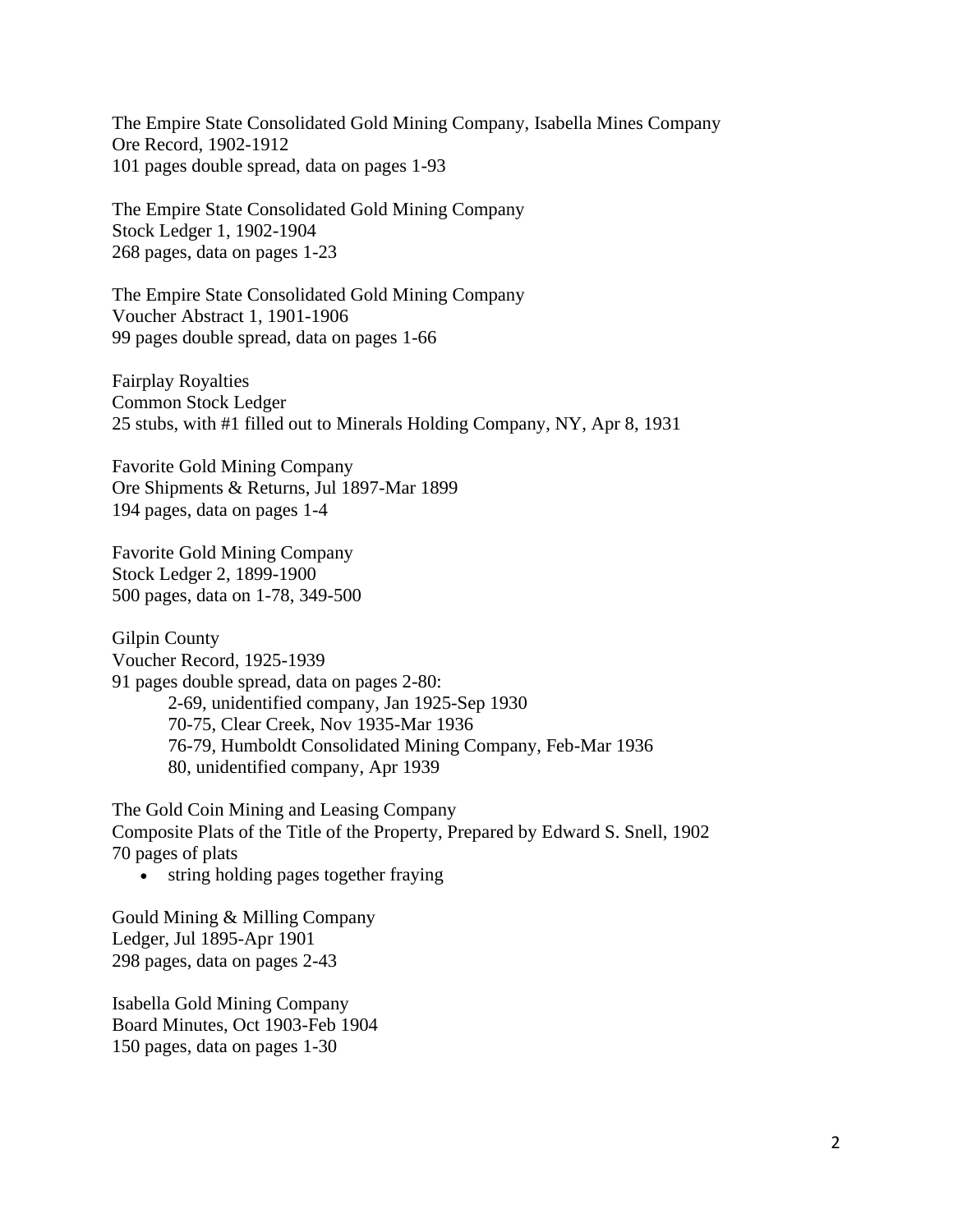The Empire State Consolidated Gold Mining Company, Isabella Mines Company
Ore Record, 1902-1912
101 pages double spread, data on pages 1-93

The Empire State Consolidated Gold Mining Company
Stock Ledger 1, 1902-1904
268 pages, data on pages 1-23

The Empire State Consolidated Gold Mining Company
Voucher Abstract 1, 1901-1906
99 pages double spread, data on pages 1-66

Fairplay Royalties
Common Stock Ledger
25 stubs, with #1 filled out to Minerals Holding Company, NY, Apr 8, 1931

Favorite Gold Mining Company
Ore Shipments & Returns, Jul 1897-Mar 1899
194 pages, data on pages 1-4

Favorite Gold Mining Company
Stock Ledger 2, 1899-1900
500 pages, data on 1-78, 349-500

Gilpin County
Voucher Record, 1925-1939
91 pages double spread, data on pages 2-80:

- 2-69, unidentified company, Jan 1925-Sep 1930
- 70-75, Clear Creek, Nov 1935-Mar 1936
- 76-79, Humboldt Consolidated Mining Company, Feb-Mar 1936
- 80, unidentified company, Apr 1939

The Gold Coin Mining and Leasing Company
Composite Plats of the Title of the Property, Prepared by Edward S. Snell, 1902
70 pages of plats

- string holding pages together fraying

Gould Mining & Milling Company
Ledger, Jul 1895-Apr 1901
298 pages, data on pages 2-43

Isabella Gold Mining Company
Board Minutes, Oct 1903-Feb 1904
150 pages, data on pages 1-30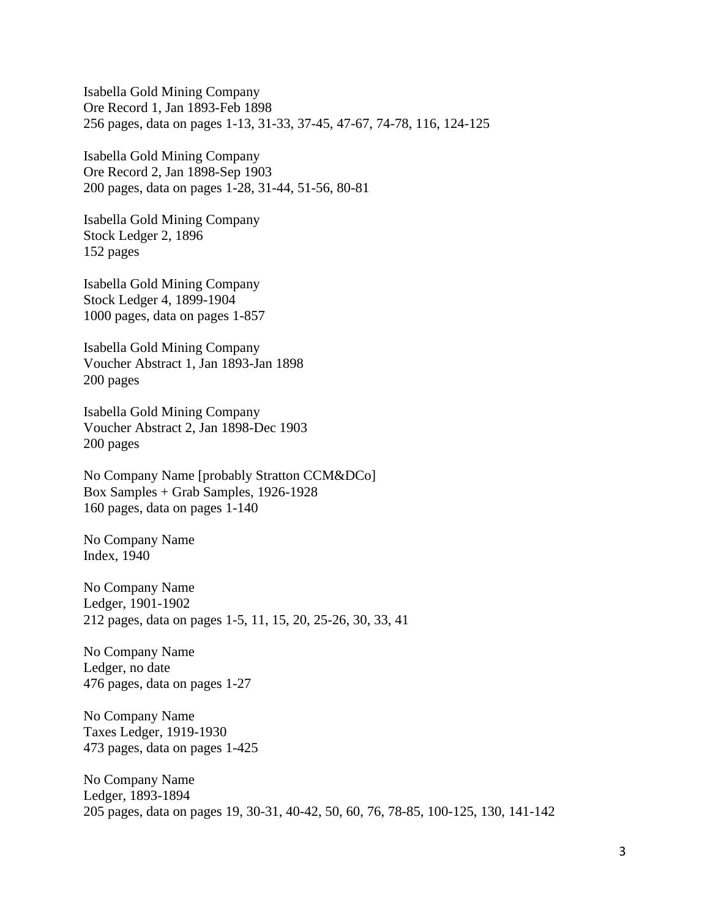Isabella Gold Mining Company
Ore Record 1, Jan 1893-Feb 1898
256 pages, data on pages 1-13, 31-33, 37-45, 47-67, 74-78, 116, 124-125

Isabella Gold Mining Company
Ore Record 2, Jan 1898-Sep 1903
200 pages, data on pages 1-28, 31-44, 51-56, 80-81

Isabella Gold Mining Company
Stock Ledger 2, 1896
152 pages

Isabella Gold Mining Company
Stock Ledger 4, 1899-1904
1000 pages, data on pages 1-857

Isabella Gold Mining Company
Voucher Abstract 1, Jan 1893-Jan 1898
200 pages

Isabella Gold Mining Company
Voucher Abstract 2, Jan 1898-Dec 1903
200 pages

No Company Name [probably Stratton CCM&DCo]
Box Samples + Grab Samples, 1926-1928
160 pages, data on pages 1-140

No Company Name
Index, 1940

No Company Name
Ledger, 1901-1902
212 pages, data on pages 1-5, 11, 15, 20, 25-26, 30, 33, 41

No Company Name
Ledger, no date
476 pages, data on pages 1-27

No Company Name
Taxes Ledger, 1919-1930
473 pages, data on pages 1-425

No Company Name
Ledger, 1893-1894
205 pages, data on pages 19, 30-31, 40-42, 50, 60, 76, 78-85, 100-125, 130, 141-142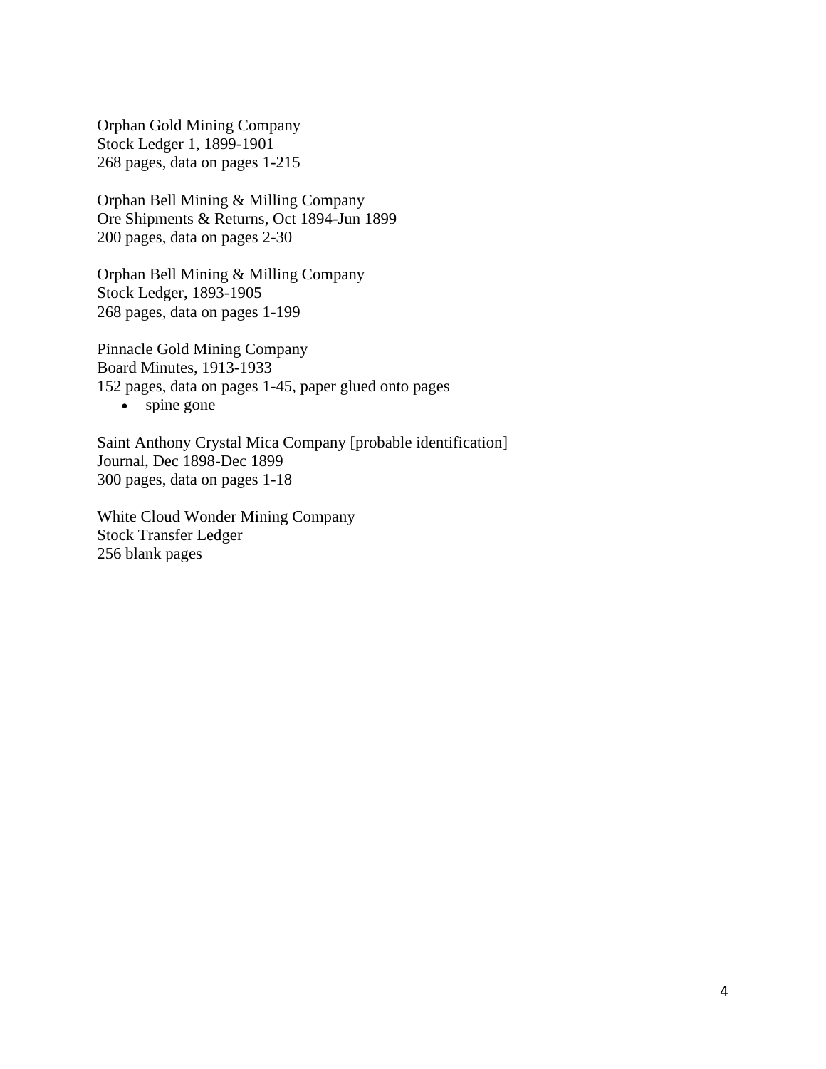Orphan Gold Mining Company
Stock Ledger 1, 1899-1901
268 pages, data on pages 1-215

Orphan Bell Mining & Milling Company
Ore Shipments & Returns, Oct 1894-Jun 1899
200 pages, data on pages 2-30

Orphan Bell Mining & Milling Company
Stock Ledger, 1893-1905
268 pages, data on pages 1-199

Pinnacle Gold Mining Company
Board Minutes, 1913-1933
152 pages, data on pages 1-45, paper glued onto pages

- spine gone

Saint Anthony Crystal Mica Company [probable identification]
Journal, Dec 1898-Dec 1899
300 pages, data on pages 1-18

White Cloud Wonder Mining Company
Stock Transfer Ledger
256 blank pages